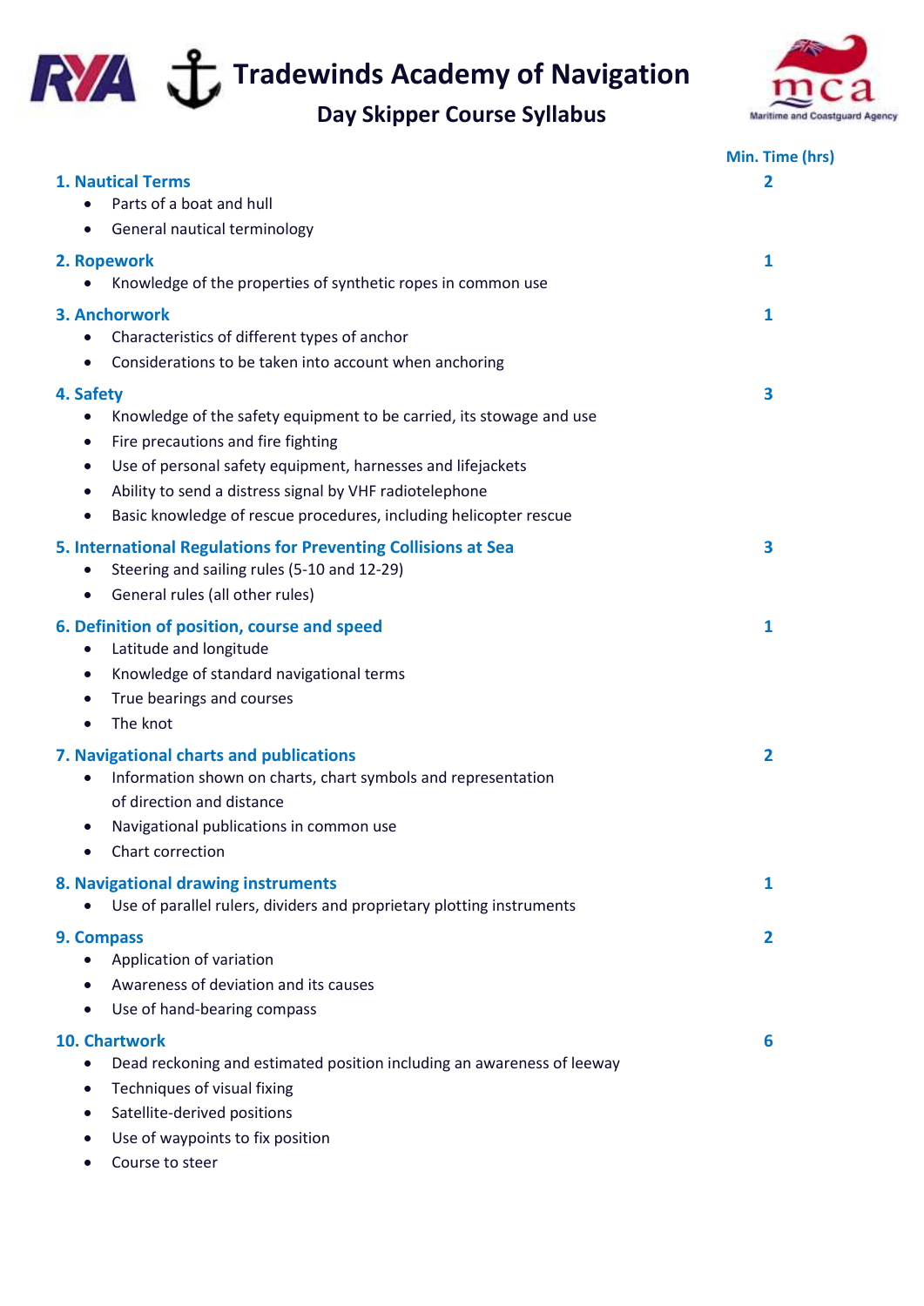# Tradewinds Academy of Navigation

## Day Skipper Course Syllabus

Maritime and Coastguard Agency

**Min. Time (hrs)**

### 1. Nautical Terms — 2

- Parts of a boat and hull
- General nautical terminology

### 2. Ropework — 1

- Knowledge of the properties of synthetic ropes in common use

### 3. Anchorwork — 1

- Characteristics of different types of anchor
- Considerations to be taken into account when anchoring

### 4. Safety — 3

- Knowledge of the safety equipment to be carried, its stowage and use
- Fire precautions and fire fighting
- Use of personal safety equipment, harnesses and lifejackets
- Ability to send a distress signal by VHF radiotelephone
- Basic knowledge of rescue procedures, including helicopter rescue

### 5. International Regulations for Preventing Collisions at Sea — 3

- Steering and sailing rules (5-10 and 12-29)
- General rules (all other rules)

### 6. Definition of position, course and speed — 1

- Latitude and longitude
- Knowledge of standard navigational terms
- True bearings and courses
- The knot

### 7. Navigational charts and publications — 2

- Information shown on charts, chart symbols and representation of direction and distance
- Navigational publications in common use
- Chart correction

### 8. Navigational drawing instruments — 1

- Use of parallel rulers, dividers and proprietary plotting instruments

### 9. Compass — 2

- Application of variation
- Awareness of deviation and its causes
- Use of hand-bearing compass

### 10. Chartwork — 6

- Dead reckoning and estimated position including an awareness of leeway
- Techniques of visual fixing
- Satellite-derived positions
- Use of waypoints to fix position
- Course to steer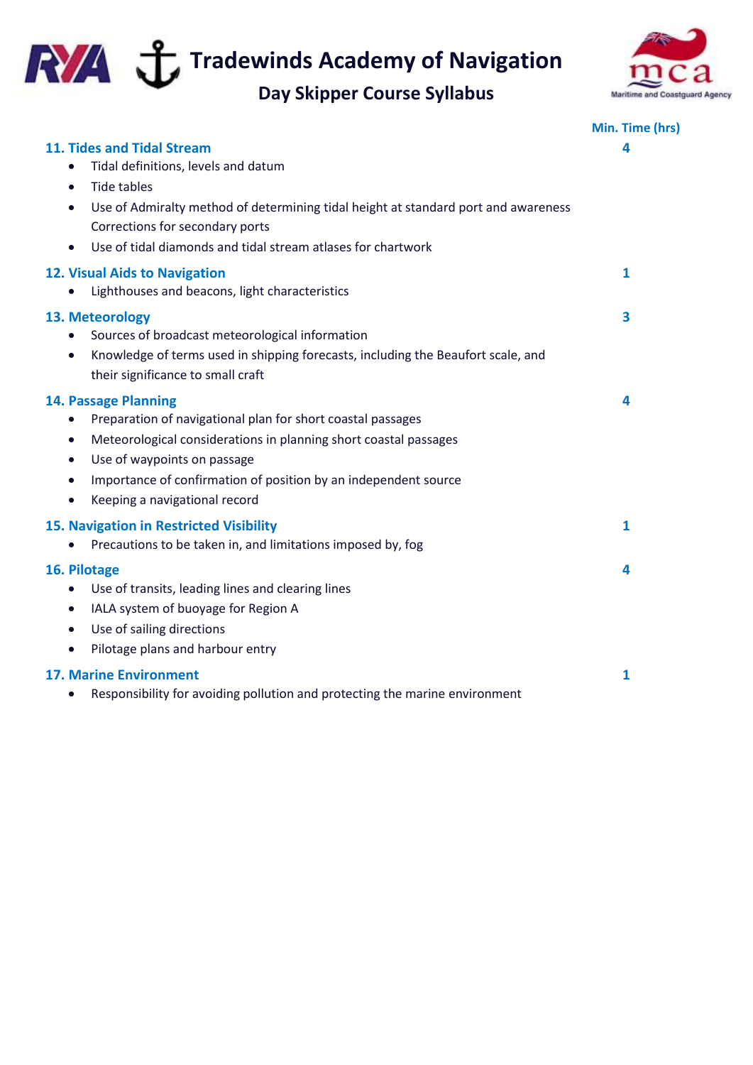# Tradewinds Academy of Navigation

## Day Skipper Course Syllabus

Min. Time (hrs)

### 11. Tides and Tidal Stream — 4

- Tidal definitions, levels and datum
- Tide tables
- Use of Admiralty method of determining tidal height at standard port and awareness Corrections for secondary ports
- Use of tidal diamonds and tidal stream atlases for chartwork

### 12. Visual Aids to Navigation — 1

- Lighthouses and beacons, light characteristics

### 13. Meteorology — 3

- Sources of broadcast meteorological information
- Knowledge of terms used in shipping forecasts, including the Beaufort scale, and their significance to small craft

### 14. Passage Planning — 4

- Preparation of navigational plan for short coastal passages
- Meteorological considerations in planning short coastal passages
- Use of waypoints on passage
- Importance of confirmation of position by an independent source
- Keeping a navigational record

### 15. Navigation in Restricted Visibility — 1

- Precautions to be taken in, and limitations imposed by, fog

### 16. Pilotage — 4

- Use of transits, leading lines and clearing lines
- IALA system of buoyage for Region A
- Use of sailing directions
- Pilotage plans and harbour entry

### 17. Marine Environment — 1

- Responsibility for avoiding pollution and protecting the marine environment